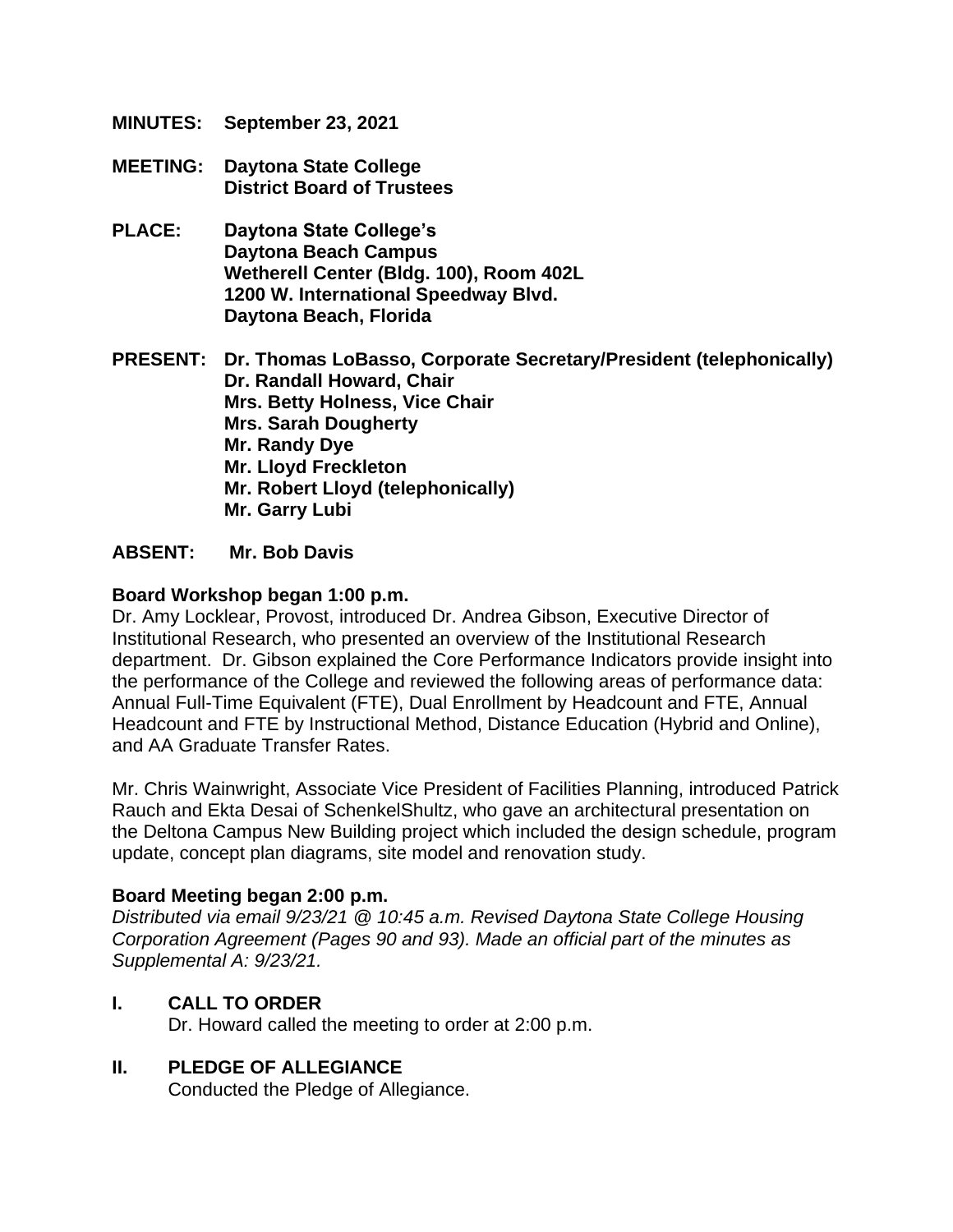**MINUTES:** **September 23, 2021**

**MEETING:** **Daytona State College**
**District Board of Trustees**

**PLACE:** **Daytona State College's**
**Daytona Beach Campus**
**Wetherell Center (Bldg. 100), Room 402L**
**1200 W. International Speedway Blvd.**
**Daytona Beach, Florida**

**PRESENT:** **Dr. Thomas LoBasso, Corporate Secretary/President (telephonically)**
**Dr. Randall Howard, Chair**
**Mrs. Betty Holness, Vice Chair**
**Mrs. Sarah Dougherty**
**Mr. Randy Dye**
**Mr. Lloyd Freckleton**
**Mr. Robert Lloyd (telephonically)**
**Mr. Garry Lubi**

**ABSENT:** **Mr. Bob Davis**

**Board Workshop began 1:00 p.m.**

Dr. Amy Locklear, Provost, introduced Dr. Andrea Gibson, Executive Director of Institutional Research, who presented an overview of the Institutional Research department. Dr. Gibson explained the Core Performance Indicators provide insight into the performance of the College and reviewed the following areas of performance data: Annual Full-Time Equivalent (FTE), Dual Enrollment by Headcount and FTE, Annual Headcount and FTE by Instructional Method, Distance Education (Hybrid and Online), and AA Graduate Transfer Rates.

Mr. Chris Wainwright, Associate Vice President of Facilities Planning, introduced Patrick Rauch and Ekta Desai of SchenkelShultz, who gave an architectural presentation on the Deltona Campus New Building project which included the design schedule, program update, concept plan diagrams, site model and renovation study.

**Board Meeting began 2:00 p.m.**

*Distributed via email 9/23/21 @ 10:45 a.m. Revised Daytona State College Housing Corporation Agreement (Pages 90 and 93). Made an official part of the minutes as Supplemental A: 9/23/21.*

## I. CALL TO ORDER

Dr. Howard called the meeting to order at 2:00 p.m.

## II. PLEDGE OF ALLEGIANCE

Conducted the Pledge of Allegiance.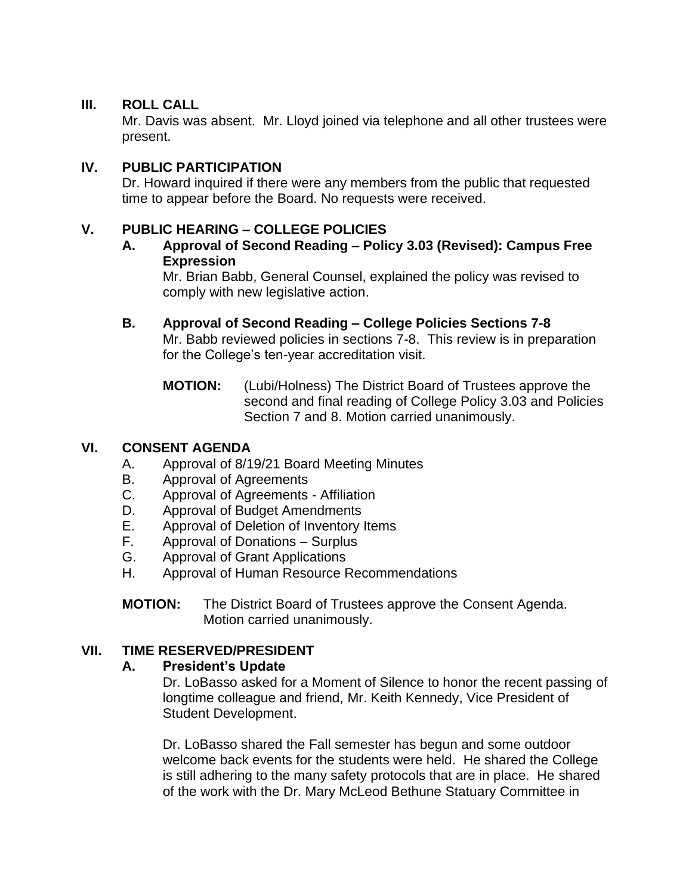## III. ROLL CALL

Mr. Davis was absent. Mr. Lloyd joined via telephone and all other trustees were present.

## IV. PUBLIC PARTICIPATION

Dr. Howard inquired if there were any members from the public that requested time to appear before the Board. No requests were received.

## V. PUBLIC HEARING – COLLEGE POLICIES

### A. Approval of Second Reading – Policy 3.03 (Revised): Campus Free Expression

Mr. Brian Babb, General Counsel, explained the policy was revised to comply with new legislative action.

### B. Approval of Second Reading – College Policies Sections 7-8

Mr. Babb reviewed policies in sections 7-8. This review is in preparation for the College's ten-year accreditation visit.

**MOTION:** (Lubi/Holness) The District Board of Trustees approve the second and final reading of College Policy 3.03 and Policies Section 7 and 8. Motion carried unanimously.

## VI. CONSENT AGENDA

A. Approval of 8/19/21 Board Meeting Minutes
B. Approval of Agreements
C. Approval of Agreements - Affiliation
D. Approval of Budget Amendments
E. Approval of Deletion of Inventory Items
F. Approval of Donations – Surplus
G. Approval of Grant Applications
H. Approval of Human Resource Recommendations

**MOTION:** The District Board of Trustees approve the Consent Agenda. Motion carried unanimously.

## VII. TIME RESERVED/PRESIDENT

### A. President's Update

Dr. LoBasso asked for a Moment of Silence to honor the recent passing of longtime colleague and friend, Mr. Keith Kennedy, Vice President of Student Development.

Dr. LoBasso shared the Fall semester has begun and some outdoor welcome back events for the students were held. He shared the College is still adhering to the many safety protocols that are in place. He shared of the work with the Dr. Mary McLeod Bethune Statuary Committee in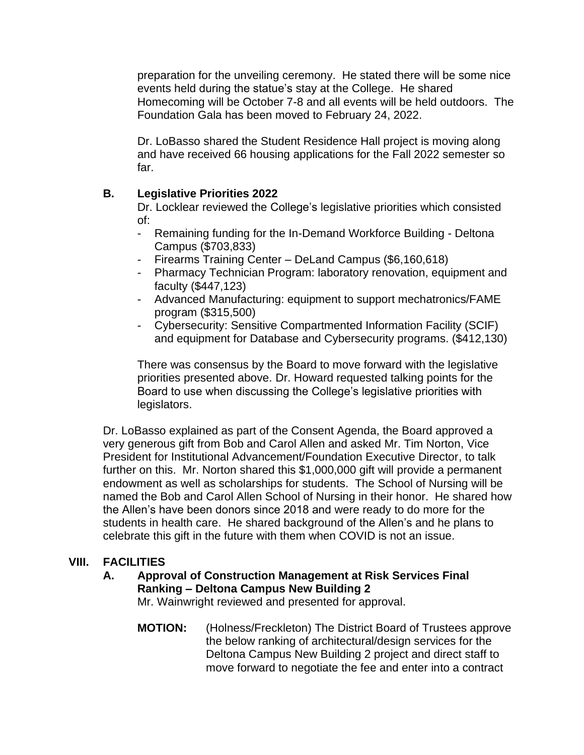preparation for the unveiling ceremony. He stated there will be some nice events held during the statue's stay at the College. He shared Homecoming will be October 7-8 and all events will be held outdoors. The Foundation Gala has been moved to February 24, 2022.

Dr. LoBasso shared the Student Residence Hall project is moving along and have received 66 housing applications for the Fall 2022 semester so far.

**B. Legislative Priorities 2022**

Dr. Locklear reviewed the College's legislative priorities which consisted of:

- Remaining funding for the In-Demand Workforce Building - Deltona Campus ($703,833)
- Firearms Training Center – DeLand Campus ($6,160,618)
- Pharmacy Technician Program: laboratory renovation, equipment and faculty ($447,123)
- Advanced Manufacturing: equipment to support mechatronics/FAME program ($315,500)
- Cybersecurity: Sensitive Compartmented Information Facility (SCIF) and equipment for Database and Cybersecurity programs. ($412,130)

There was consensus by the Board to move forward with the legislative priorities presented above. Dr. Howard requested talking points for the Board to use when discussing the College's legislative priorities with legislators.

Dr. LoBasso explained as part of the Consent Agenda, the Board approved a very generous gift from Bob and Carol Allen and asked Mr. Tim Norton, Vice President for Institutional Advancement/Foundation Executive Director, to talk further on this. Mr. Norton shared this $1,000,000 gift will provide a permanent endowment as well as scholarships for students. The School of Nursing will be named the Bob and Carol Allen School of Nursing in their honor. He shared how the Allen's have been donors since 2018 and were ready to do more for the students in health care. He shared background of the Allen's and he plans to celebrate this gift in the future with them when COVID is not an issue.

## VIII. FACILITIES

**A. Approval of Construction Management at Risk Services Final Ranking – Deltona Campus New Building 2**

Mr. Wainwright reviewed and presented for approval.

**MOTION:** (Holness/Freckleton) The District Board of Trustees approve the below ranking of architectural/design services for the Deltona Campus New Building 2 project and direct staff to move forward to negotiate the fee and enter into a contract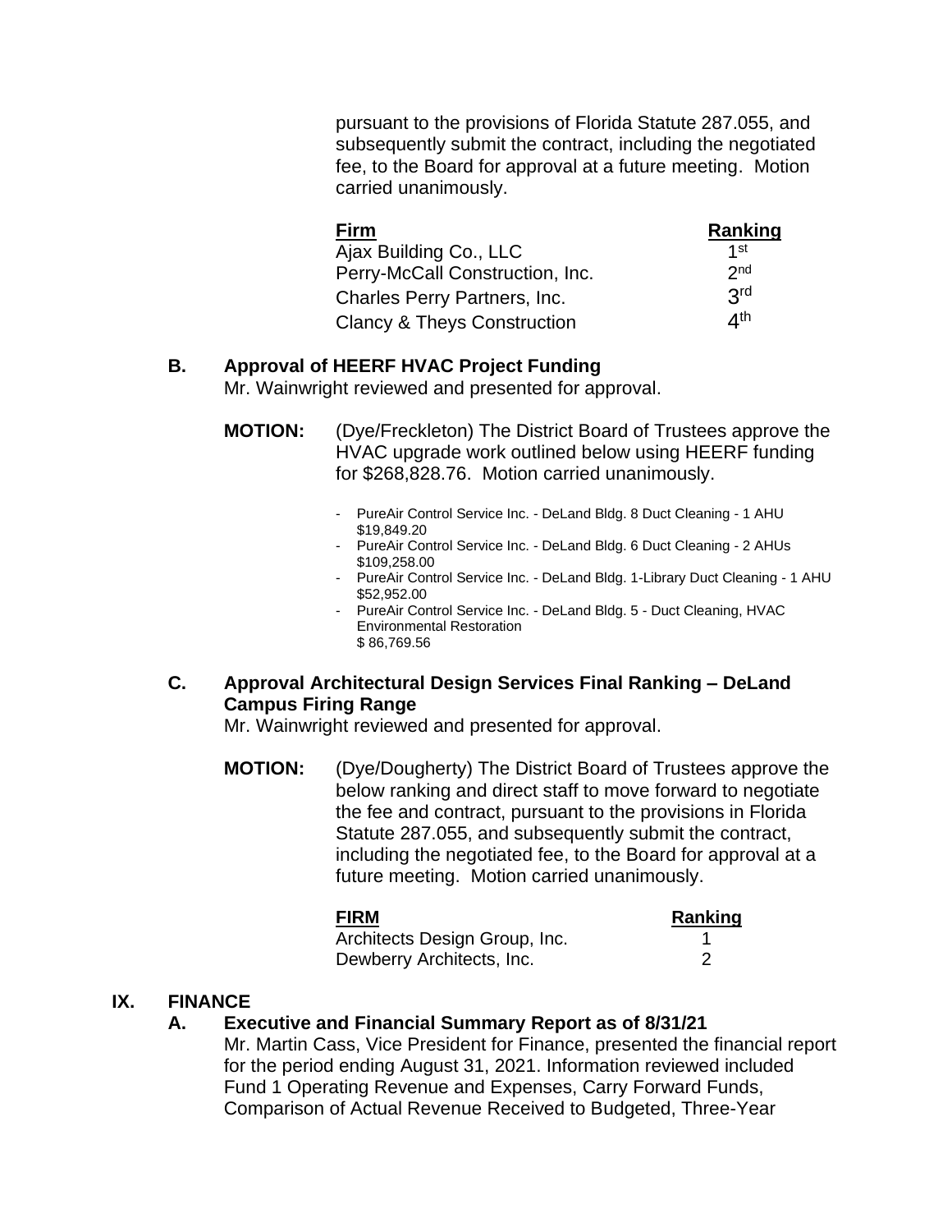pursuant to the provisions of Florida Statute 287.055, and subsequently submit the contract, including the negotiated fee, to the Board for approval at a future meeting. Motion carried unanimously.

| Firm | Ranking |
|---|---|
| Ajax Building Co., LLC | 1st |
| Perry-McCall Construction, Inc. | 2nd |
| Charles Perry Partners, Inc. | 3rd |
| Clancy & Theys Construction | 4th |

**B. Approval of HEERF HVAC Project Funding**

Mr. Wainwright reviewed and presented for approval.

**MOTION:** (Dye/Freckleton) The District Board of Trustees approve the HVAC upgrade work outlined below using HEERF funding for $268,828.76. Motion carried unanimously.

- PureAir Control Service Inc. - DeLand Bldg. 8 Duct Cleaning - 1 AHU $19,849.20
- PureAir Control Service Inc. - DeLand Bldg. 6 Duct Cleaning - 2 AHUs $109,258.00
- PureAir Control Service Inc. - DeLand Bldg. 1-Library Duct Cleaning - 1 AHU $52,952.00
- PureAir Control Service Inc. - DeLand Bldg. 5 - Duct Cleaning, HVAC Environmental Restoration $ 86,769.56

**C. Approval Architectural Design Services Final Ranking – DeLand Campus Firing Range**

Mr. Wainwright reviewed and presented for approval.

**MOTION:** (Dye/Dougherty) The District Board of Trustees approve the below ranking and direct staff to move forward to negotiate the fee and contract, pursuant to the provisions in Florida Statute 287.055, and subsequently submit the contract, including the negotiated fee, to the Board for approval at a future meeting. Motion carried unanimously.

| FIRM | Ranking |
|---|---|
| Architects Design Group, Inc. | 1 |
| Dewberry Architects, Inc. | 2 |

## IX. FINANCE

**A. Executive and Financial Summary Report as of 8/31/21**

Mr. Martin Cass, Vice President for Finance, presented the financial report for the period ending August 31, 2021. Information reviewed included Fund 1 Operating Revenue and Expenses, Carry Forward Funds, Comparison of Actual Revenue Received to Budgeted, Three-Year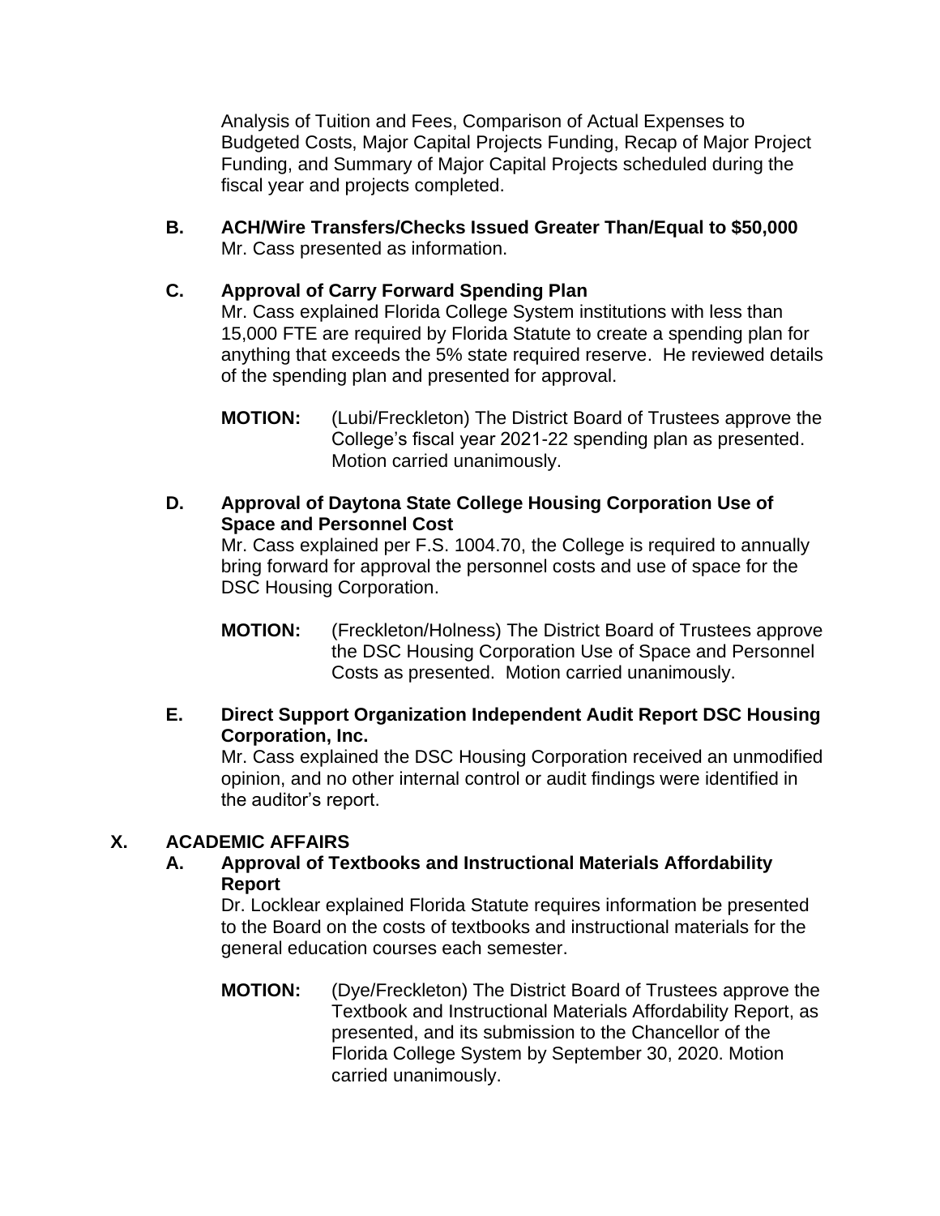Analysis of Tuition and Fees, Comparison of Actual Expenses to Budgeted Costs, Major Capital Projects Funding, Recap of Major Project Funding, and Summary of Major Capital Projects scheduled during the fiscal year and projects completed.

**B. ACH/Wire Transfers/Checks Issued Greater Than/Equal to $50,000**

Mr. Cass presented as information.

**C. Approval of Carry Forward Spending Plan**

Mr. Cass explained Florida College System institutions with less than 15,000 FTE are required by Florida Statute to create a spending plan for anything that exceeds the 5% state required reserve. He reviewed details of the spending plan and presented for approval.

**MOTION:** (Lubi/Freckleton) The District Board of Trustees approve the College's fiscal year 2021-22 spending plan as presented. Motion carried unanimously.

**D. Approval of Daytona State College Housing Corporation Use of Space and Personnel Cost**

Mr. Cass explained per F.S. 1004.70, the College is required to annually bring forward for approval the personnel costs and use of space for the DSC Housing Corporation.

**MOTION:** (Freckleton/Holness) The District Board of Trustees approve the DSC Housing Corporation Use of Space and Personnel Costs as presented. Motion carried unanimously.

**E. Direct Support Organization Independent Audit Report DSC Housing Corporation, Inc.**

Mr. Cass explained the DSC Housing Corporation received an unmodified opinion, and no other internal control or audit findings were identified in the auditor's report.

## X. ACADEMIC AFFAIRS

**A. Approval of Textbooks and Instructional Materials Affordability Report**

Dr. Locklear explained Florida Statute requires information be presented to the Board on the costs of textbooks and instructional materials for the general education courses each semester.

**MOTION:** (Dye/Freckleton) The District Board of Trustees approve the Textbook and Instructional Materials Affordability Report, as presented, and its submission to the Chancellor of the Florida College System by September 30, 2020. Motion carried unanimously.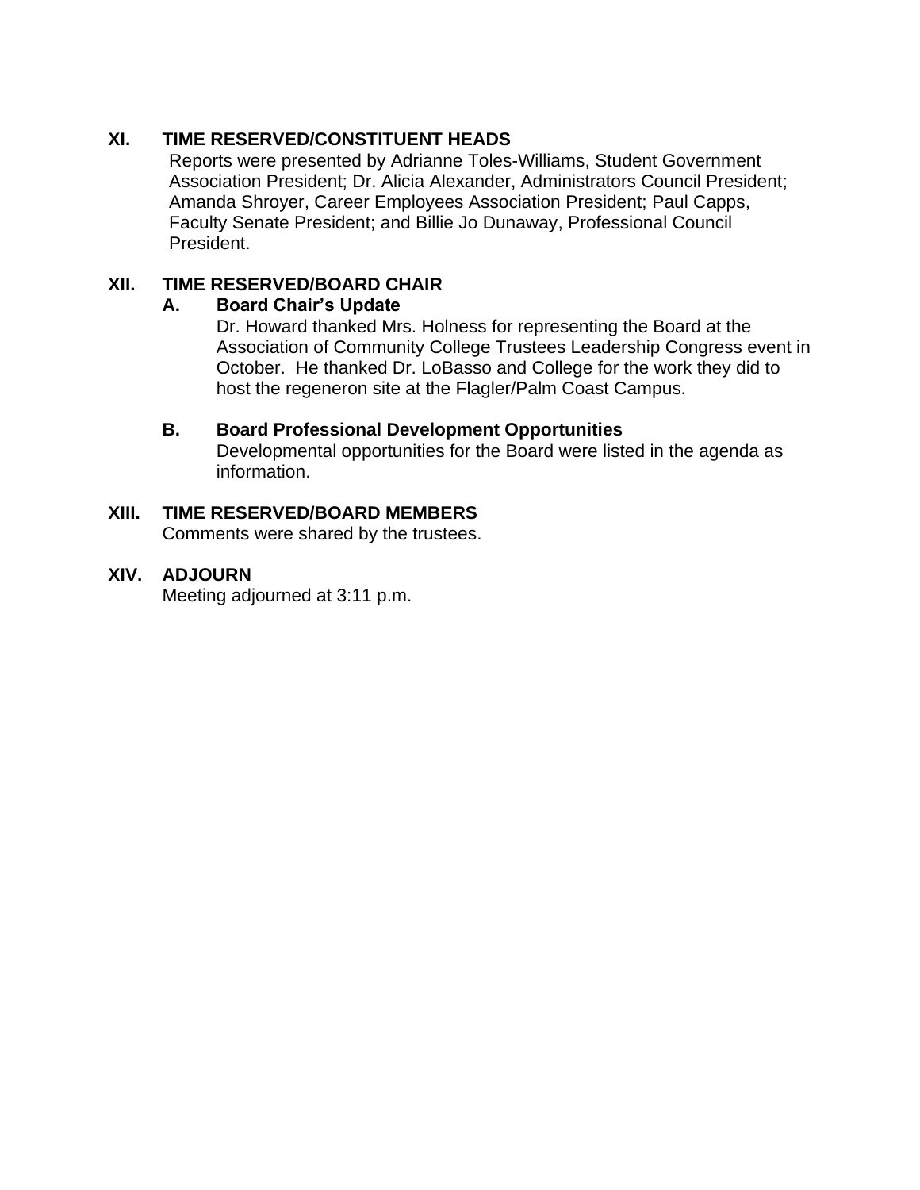## XI. TIME RESERVED/CONSTITUENT HEADS

Reports were presented by Adrianne Toles-Williams, Student Government Association President; Dr. Alicia Alexander, Administrators Council President; Amanda Shroyer, Career Employees Association President; Paul Capps, Faculty Senate President; and Billie Jo Dunaway, Professional Council President.

## XII. TIME RESERVED/BOARD CHAIR

### A. Board Chair's Update

Dr. Howard thanked Mrs. Holness for representing the Board at the Association of Community College Trustees Leadership Congress event in October. He thanked Dr. LoBasso and College for the work they did to host the regeneron site at the Flagler/Palm Coast Campus.

### B. Board Professional Development Opportunities

Developmental opportunities for the Board were listed in the agenda as information.

## XIII. TIME RESERVED/BOARD MEMBERS

Comments were shared by the trustees.

## XIV. ADJOURN

Meeting adjourned at 3:11 p.m.